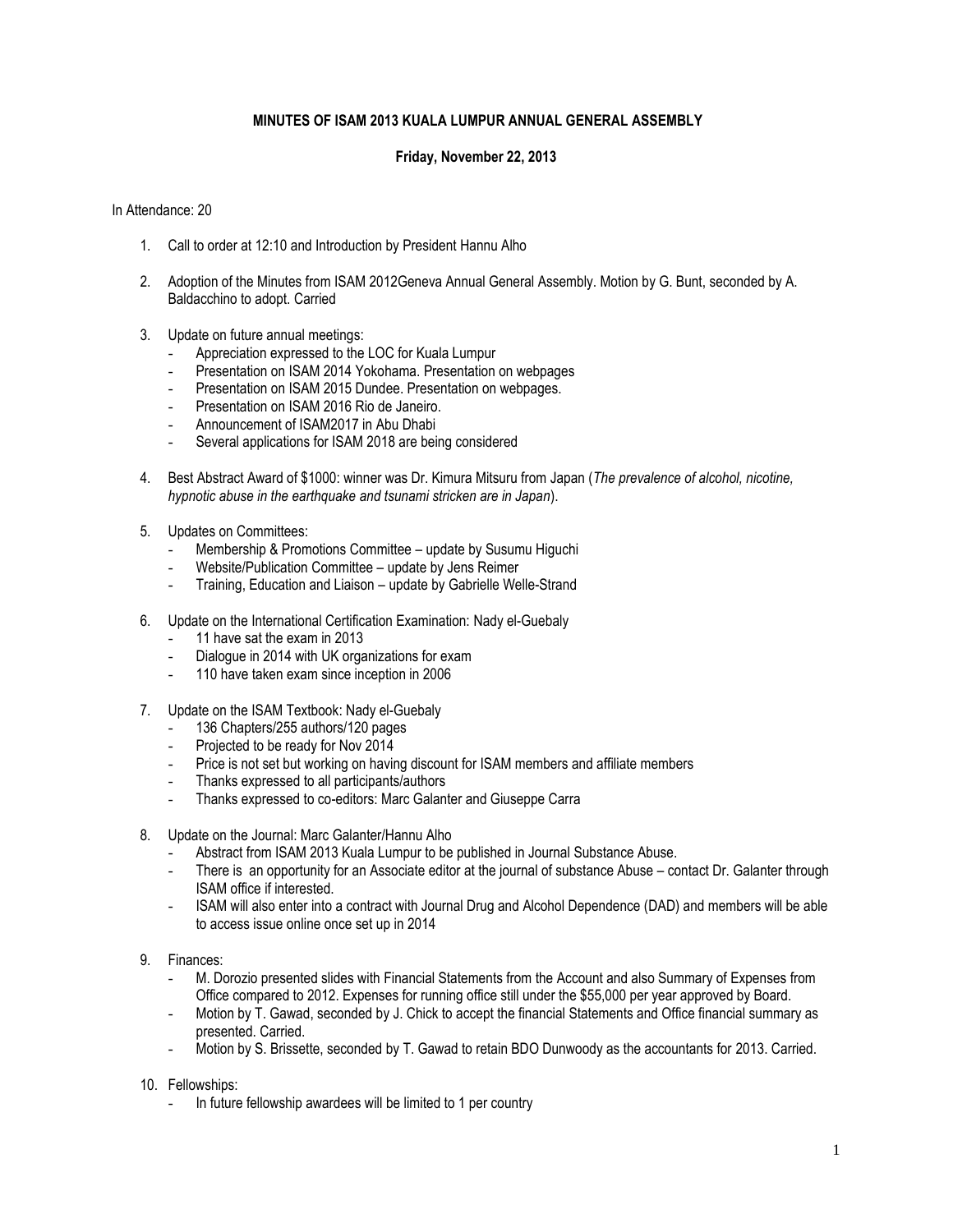**MINUTES OF ISAM 2013 KUALA LUMPUR ANNUAL GENERAL ASSEMBLY**

**Friday, November 22, 2013**

In Attendance: 20

1. Call to order at 12:10 and Introduction by President Hannu Alho

2. Adoption of the Minutes from ISAM 2012Geneva Annual General Assembly. Motion by G. Bunt, seconded by A. Baldacchino to adopt. Carried

3. Update on future annual meetings:
   - Appreciation expressed to the LOC for Kuala Lumpur
   - Presentation on ISAM 2014 Yokohama. Presentation on webpages
   - Presentation on ISAM 2015 Dundee. Presentation on webpages.
   - Presentation on ISAM 2016 Rio de Janeiro.
   - Announcement of ISAM2017 in Abu Dhabi
   - Several applications for ISAM 2018 are being considered

4. Best Abstract Award of $1000: winner was Dr. Kimura Mitsuru from Japan (*The prevalence of alcohol, nicotine, hypnotic abuse in the earthquake and tsunami stricken are in Japan*).

5. Updates on Committees:
   - Membership & Promotions Committee – update by Susumu Higuchi
   - Website/Publication Committee – update by Jens Reimer
   - Training, Education and Liaison – update by Gabrielle Welle-Strand

6. Update on the International Certification Examination: Nady el-Guebaly
   - 11 have sat the exam in 2013
   - Dialogue in 2014 with UK organizations for exam
   - 110 have taken exam since inception in 2006

7. Update on the ISAM Textbook: Nady el-Guebaly
   - 136 Chapters/255 authors/120 pages
   - Projected to be ready for Nov 2014
   - Price is not set but working on having discount for ISAM members and affiliate members
   - Thanks expressed to all participants/authors
   - Thanks expressed to co-editors: Marc Galanter and Giuseppe Carra

8. Update on the Journal: Marc Galanter/Hannu Alho
   - Abstract from ISAM 2013 Kuala Lumpur to be published in Journal Substance Abuse.
   - There is an opportunity for an Associate editor at the journal of substance Abuse – contact Dr. Galanter through ISAM office if interested.
   - ISAM will also enter into a contract with Journal Drug and Alcohol Dependence (DAD) and members will be able to access issue online once set up in 2014

9. Finances:
   - M. Dorozio presented slides with Financial Statements from the Account and also Summary of Expenses from Office compared to 2012. Expenses for running office still under the $55,000 per year approved by Board.
   - Motion by T. Gawad, seconded by J. Chick to accept the financial Statements and Office financial summary as presented. Carried.
   - Motion by S. Brissette, seconded by T. Gawad to retain BDO Dunwoody as the accountants for 2013. Carried.

10. Fellowships:
    - In future fellowship awardees will be limited to 1 per country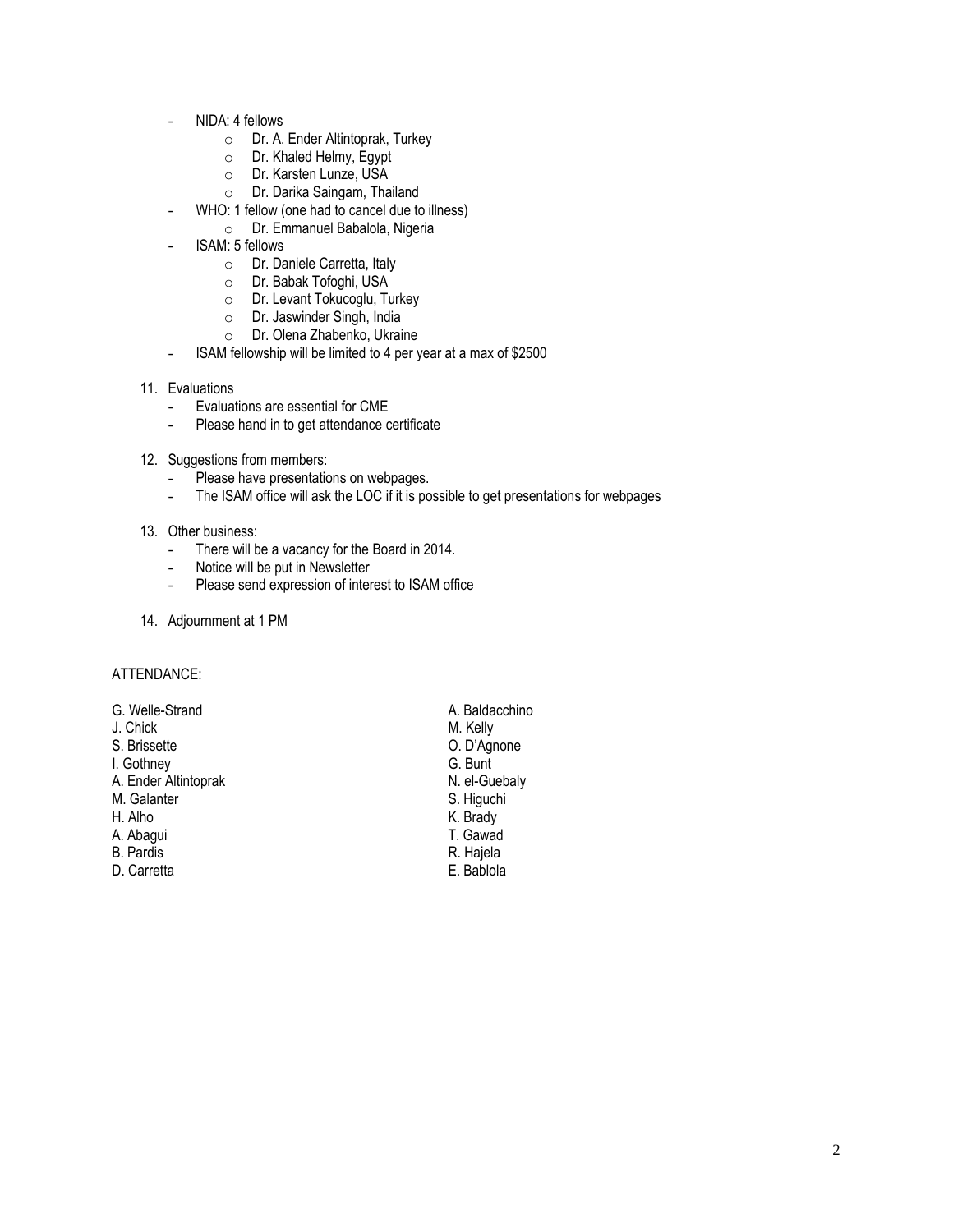- NIDA: 4 fellows
  - Dr. A. Ender Altintoprak, Turkey
  - Dr. Khaled Helmy, Egypt
  - Dr. Karsten Lunze, USA
  - Dr. Darika Saingam, Thailand
- WHO: 1 fellow (one had to cancel due to illness)
  - Dr. Emmanuel Babalola, Nigeria
- ISAM: 5 fellows
  - Dr. Daniele Carretta, Italy
  - Dr. Babak Tofoghi, USA
  - Dr. Levant Tokucoglu, Turkey
  - Dr. Jaswinder Singh, India
  - Dr. Olena Zhabenko, Ukraine
- ISAM fellowship will be limited to 4 per year at a max of $2500

11. Evaluations
    - Evaluations are essential for CME
    - Please hand in to get attendance certificate

12. Suggestions from members:
    - Please have presentations on webpages.
    - The ISAM office will ask the LOC if it is possible to get presentations for webpages

13. Other business:
    - There will be a vacancy for the Board in 2014.
    - Notice will be put in Newsletter
    - Please send expression of interest to ISAM office

14. Adjournment at 1 PM

ATTENDANCE:

G. Welle-Strand
J. Chick
S. Brissette
I. Gothney
A. Ender Altintoprak
M. Galanter
H. Alho
A. Abagui
B. Pardis
D. Carretta
A. Baldacchino
M. Kelly
O. D'Agnone
G. Bunt
N. el-Guebaly
S. Higuchi
K. Brady
T. Gawad
R. Hajela
E. Bablola